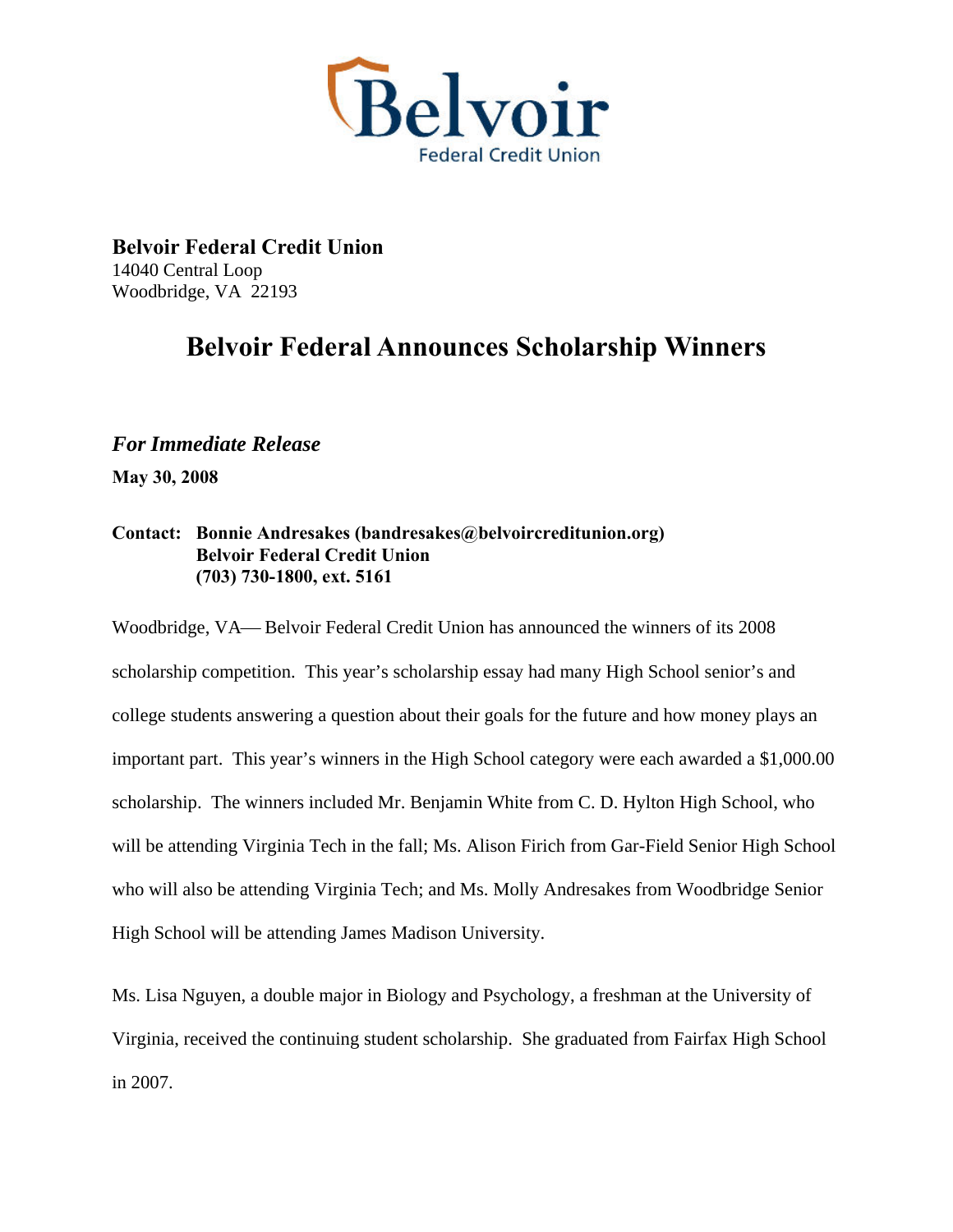Belvoir
Federal Credit Union

**Belvoir Federal Credit Union**
14040 Central Loop
Woodbridge, VA 22193

# Belvoir Federal Announces Scholarship Winners

***For Immediate Release***

**May 30, 2008**

**Contact: Bonnie Andresakes (bandresakes@belvoircreditunion.org)**
**Belvoir Federal Credit Union**
**(703) 730-1800, ext. 5161**

Woodbridge, VA— Belvoir Federal Credit Union has announced the winners of its 2008 scholarship competition. This year's scholarship essay had many High School senior's and college students answering a question about their goals for the future and how money plays an important part. This year's winners in the High School category were each awarded a $1,000.00 scholarship. The winners included Mr. Benjamin White from C. D. Hylton High School, who will be attending Virginia Tech in the fall; Ms. Alison Firich from Gar-Field Senior High School who will also be attending Virginia Tech; and Ms. Molly Andresakes from Woodbridge Senior High School will be attending James Madison University.

Ms. Lisa Nguyen, a double major in Biology and Psychology, a freshman at the University of Virginia, received the continuing student scholarship. She graduated from Fairfax High School in 2007.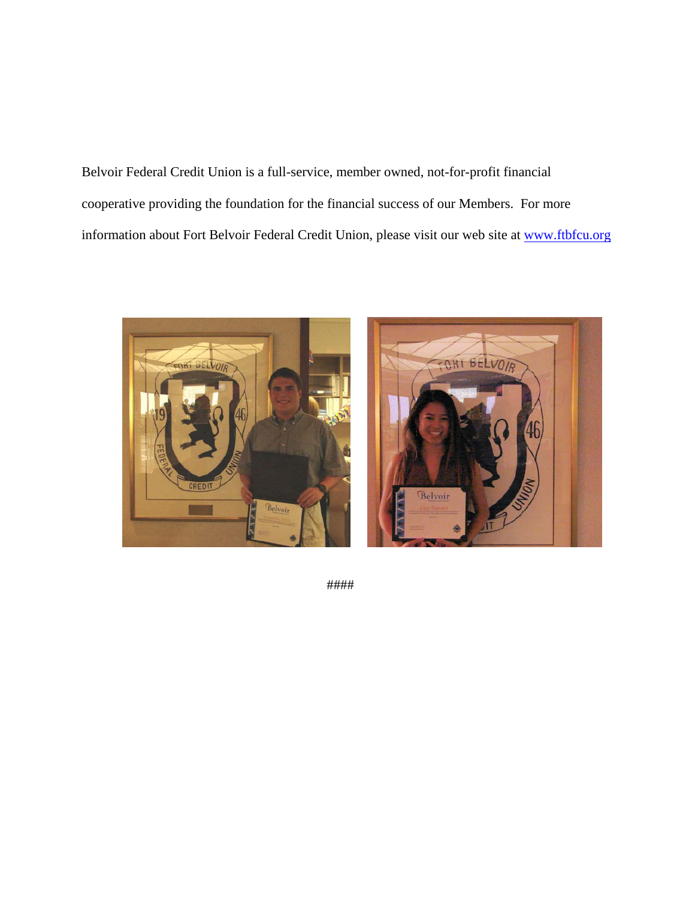Belvoir Federal Credit Union is a full-service, member owned, not-for-profit financial cooperative providing the foundation for the financial success of our Members. For more information about Fort Belvoir Federal Credit Union, please visit our web site at www.ftbfcu.org

####